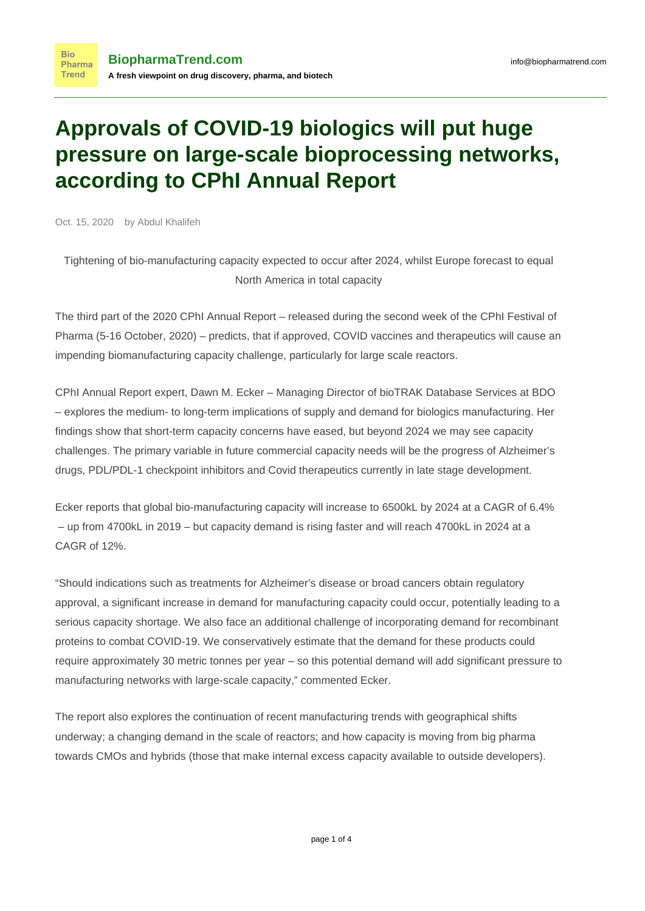BiopharmaTrend.com

A fresh viewpoint on drug discovery, pharma, and biotech

info@biopharmatrend.com

# Approvals of COVID-19 biologics will put huge pressure on large-scale bioprocessing networks, according to CPhI Annual Report

Oct. 15, 2020 by Abdul Khalifeh

Tightening of bio-manufacturing capacity expected to occur after 2024, whilst Europe forecast to equal North America in total capacity

The third part of the 2020 CPhI Annual Report – released during the second week of the CPhI Festival of Pharma (5-16 October, 2020) – predicts, that if approved, COVID vaccines and therapeutics will cause an impending biomanufacturing capacity challenge, particularly for large scale reactors.

CPhI Annual Report expert, Dawn M. Ecker – Managing Director of bioTRAK Database Services at BDO – explores the medium- to long-term implications of supply and demand for biologics manufacturing. Her findings show that short-term capacity concerns have eased, but beyond 2024 we may see capacity challenges. The primary variable in future commercial capacity needs will be the progress of Alzheimer's drugs, PDL/PDL-1 checkpoint inhibitors and Covid therapeutics currently in late stage development.

Ecker reports that global bio-manufacturing capacity will increase to 6500kL by 2024 at a CAGR of 6.4% – up from 4700kL in 2019 – but capacity demand is rising faster and will reach 4700kL in 2024 at a CAGR of 12%.

"Should indications such as treatments for Alzheimer's disease or broad cancers obtain regulatory approval, a significant increase in demand for manufacturing capacity could occur, potentially leading to a serious capacity shortage. We also face an additional challenge of incorporating demand for recombinant proteins to combat COVID-19. We conservatively estimate that the demand for these products could require approximately 30 metric tonnes per year – so this potential demand will add significant pressure to manufacturing networks with large-scale capacity," commented Ecker.

The report also explores the continuation of recent manufacturing trends with geographical shifts underway; a changing demand in the scale of reactors; and how capacity is moving from big pharma towards CMOs and hybrids (those that make internal excess capacity available to outside developers).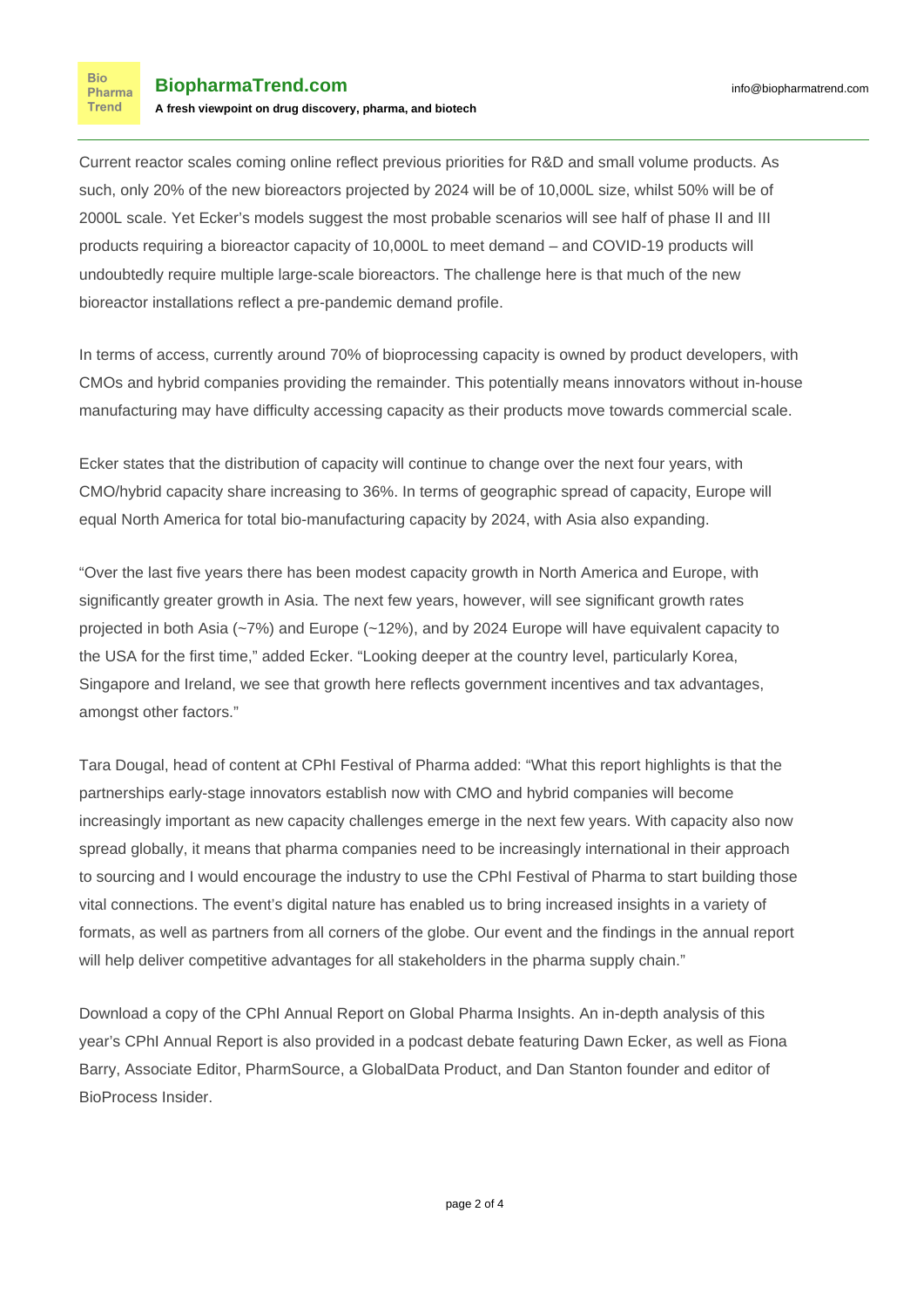Current reactor scales coming online reflect previous priorities for R&D and small volume products. As such, only 20% of the new bioreactors projected by 2024 will be of 10,000L size, whilst 50% will be of 2000L scale. Yet Ecker's models suggest the most probable scenarios will see half of phase II and III products requiring a bioreactor capacity of 10,000L to meet demand – and COVID-19 products will undoubtedly require multiple large-scale bioreactors. The challenge here is that much of the new bioreactor installations reflect a pre-pandemic demand profile.

In terms of access, currently around 70% of bioprocessing capacity is owned by product developers, with CMOs and hybrid companies providing the remainder. This potentially means innovators without in-house manufacturing may have difficulty accessing capacity as their products move towards commercial scale.

Ecker states that the distribution of capacity will continue to change over the next four years, with CMO/hybrid capacity share increasing to 36%. In terms of geographic spread of capacity, Europe will equal North America for total bio-manufacturing capacity by 2024, with Asia also expanding.

"Over the last five years there has been modest capacity growth in North America and Europe, with significantly greater growth in Asia. The next few years, however, will see significant growth rates projected in both Asia (~7%) and Europe (~12%), and by 2024 Europe will have equivalent capacity to the USA for the first time," added Ecker. "Looking deeper at the country level, particularly Korea, Singapore and Ireland, we see that growth here reflects government incentives and tax advantages, amongst other factors."

Tara Dougal, head of content at CPhI Festival of Pharma added: "What this report highlights is that the partnerships early-stage innovators establish now with CMO and hybrid companies will become increasingly important as new capacity challenges emerge in the next few years. With capacity also now spread globally, it means that pharma companies need to be increasingly international in their approach to sourcing and I would encourage the industry to use the CPhI Festival of Pharma to start building those vital connections. The event's digital nature has enabled us to bring increased insights in a variety of formats, as well as partners from all corners of the globe. Our event and the findings in the annual report will help deliver competitive advantages for all stakeholders in the pharma supply chain."

Download a copy of the CPhI Annual Report on Global Pharma Insights. An in-depth analysis of this year's CPhI Annual Report is also provided in a podcast debate featuring Dawn Ecker, as well as Fiona Barry, Associate Editor, PharmSource, a GlobalData Product, and Dan Stanton founder and editor of BioProcess Insider.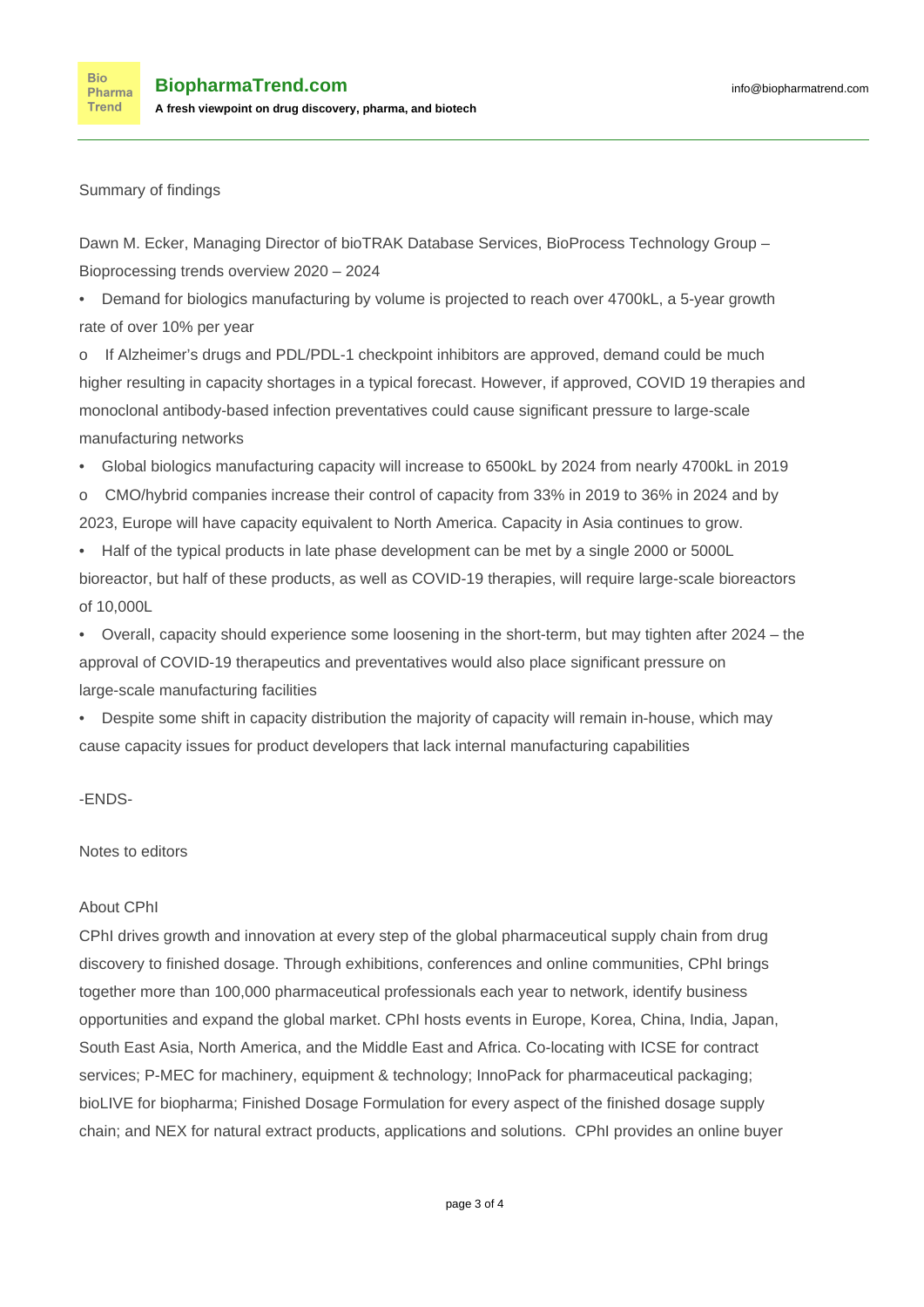Summary of findings

Dawn M. Ecker, Managing Director of bioTRAK Database Services, BioProcess Technology Group – Bioprocessing trends overview 2020 – 2024

- Demand for biologics manufacturing by volume is projected to reach over 4700kL, a 5-year growth rate of over 10% per year
    - If Alzheimer's drugs and PDL/PDL-1 checkpoint inhibitors are approved, demand could be much higher resulting in capacity shortages in a typical forecast. However, if approved, COVID 19 therapies and monoclonal antibody-based infection preventatives could cause significant pressure to large-scale manufacturing networks
- Global biologics manufacturing capacity will increase to 6500kL by 2024 from nearly 4700kL in 2019
    - CMO/hybrid companies increase their control of capacity from 33% in 2019 to 36% in 2024 and by 2023, Europe will have capacity equivalent to North America. Capacity in Asia continues to grow.
- Half of the typical products in late phase development can be met by a single 2000 or 5000L bioreactor, but half of these products, as well as COVID-19 therapies, will require large-scale bioreactors of 10,000L
- Overall, capacity should experience some loosening in the short-term, but may tighten after 2024 – the approval of COVID-19 therapeutics and preventatives would also place significant pressure on large-scale manufacturing facilities
- Despite some shift in capacity distribution the majority of capacity will remain in-house, which may cause capacity issues for product developers that lack internal manufacturing capabilities

-ENDS-

Notes to editors

About CPhI

CPhI drives growth and innovation at every step of the global pharmaceutical supply chain from drug discovery to finished dosage. Through exhibitions, conferences and online communities, CPhI brings together more than 100,000 pharmaceutical professionals each year to network, identify business opportunities and expand the global market. CPhI hosts events in Europe, Korea, China, India, Japan, South East Asia, North America, and the Middle East and Africa. Co-locating with ICSE for contract services; P-MEC for machinery, equipment & technology; InnoPack for pharmaceutical packaging; bioLIVE for biopharma; Finished Dosage Formulation for every aspect of the finished dosage supply chain; and NEX for natural extract products, applications and solutions. CPhI provides an online buyer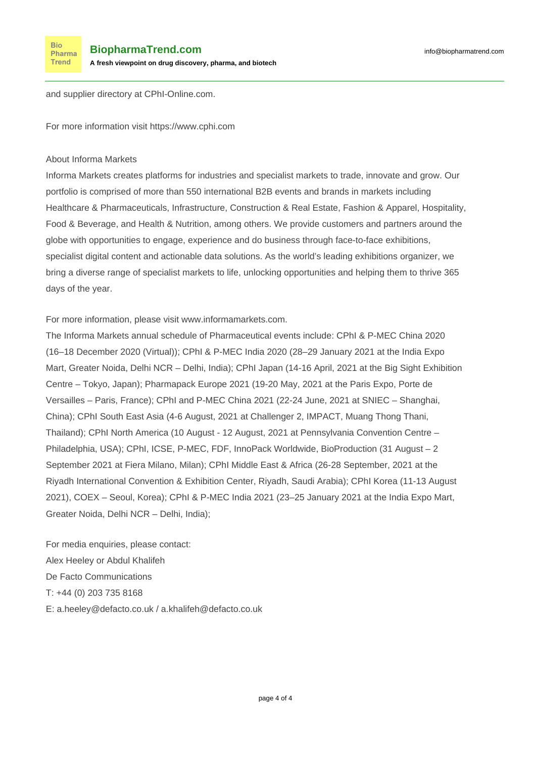and supplier directory at CPhI-Online.com.

For more information visit https://www.cphi.com

About Informa Markets

Informa Markets creates platforms for industries and specialist markets to trade, innovate and grow. Our portfolio is comprised of more than 550 international B2B events and brands in markets including Healthcare & Pharmaceuticals, Infrastructure, Construction & Real Estate, Fashion & Apparel, Hospitality, Food & Beverage, and Health & Nutrition, among others. We provide customers and partners around the globe with opportunities to engage, experience and do business through face-to-face exhibitions, specialist digital content and actionable data solutions. As the world's leading exhibitions organizer, we bring a diverse range of specialist markets to life, unlocking opportunities and helping them to thrive 365 days of the year.

For more information, please visit www.informamarkets.com.

The Informa Markets annual schedule of Pharmaceutical events include: CPhI & P-MEC China 2020 (16–18 December 2020 (Virtual)); CPhI & P-MEC India 2020 (28–29 January 2021 at the India Expo Mart, Greater Noida, Delhi NCR – Delhi, India); CPhI Japan (14-16 April, 2021 at the Big Sight Exhibition Centre – Tokyo, Japan); Pharmapack Europe 2021 (19-20 May, 2021 at the Paris Expo, Porte de Versailles – Paris, France); CPhI and P-MEC China 2021 (22-24 June, 2021 at SNIEC – Shanghai, China); CPhI South East Asia (4-6 August, 2021 at Challenger 2, IMPACT, Muang Thong Thani, Thailand); CPhI North America (10 August - 12 August, 2021 at Pennsylvania Convention Centre – Philadelphia, USA); CPhI, ICSE, P-MEC, FDF, InnoPack Worldwide, BioProduction (31 August – 2 September 2021 at Fiera Milano, Milan); CPhI Middle East & Africa (26-28 September, 2021 at the Riyadh International Convention & Exhibition Center, Riyadh, Saudi Arabia); CPhI Korea (11-13 August 2021), COEX – Seoul, Korea); CPhI & P-MEC India 2021 (23–25 January 2021 at the India Expo Mart, Greater Noida, Delhi NCR – Delhi, India);

For media enquiries, please contact:  
Alex Heeley or Abdul Khalifeh  
De Facto Communications  
T: +44 (0) 203 735 8168  
E: a.heeley@defacto.co.uk / a.khalifeh@defacto.co.uk